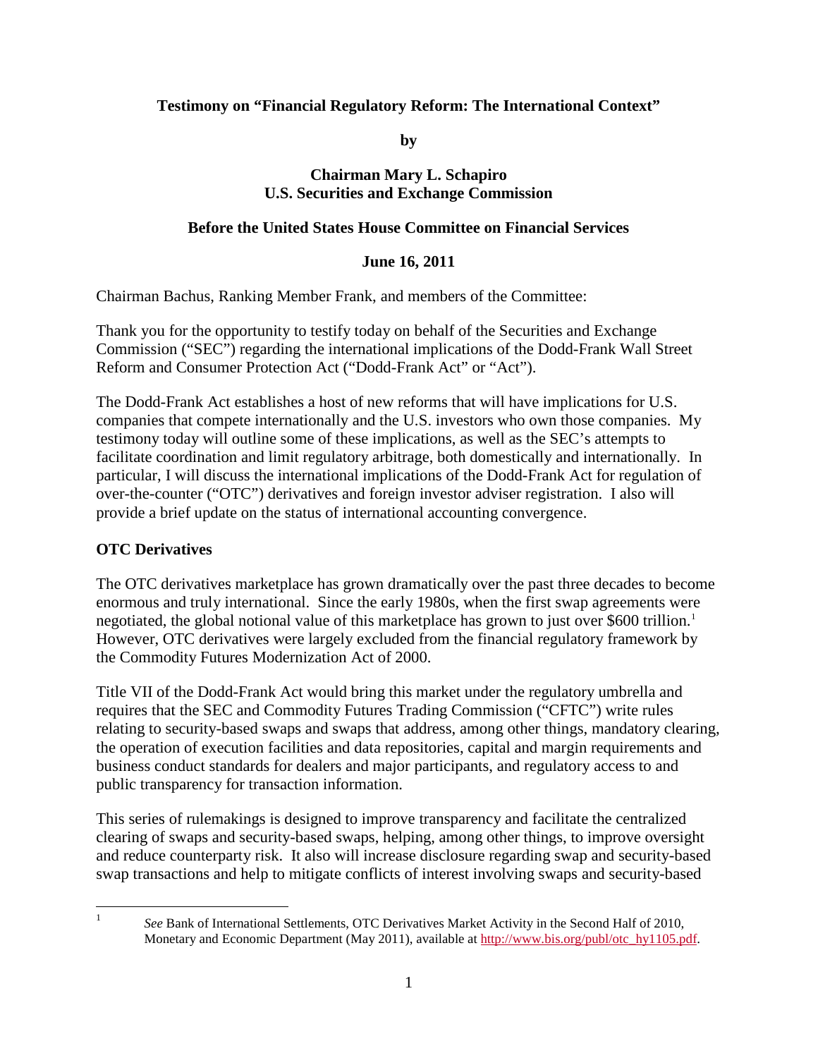**Testimony on "Financial Regulatory Reform: The International Context"**

**by**

**Chairman Mary L. Schapiro**
**U.S. Securities and Exchange Commission**

**Before the United States House Committee on Financial Services**

**June 16, 2011**

Chairman Bachus, Ranking Member Frank, and members of the Committee:

Thank you for the opportunity to testify today on behalf of the Securities and Exchange Commission ("SEC") regarding the international implications of the Dodd-Frank Wall Street Reform and Consumer Protection Act ("Dodd-Frank Act" or "Act").

The Dodd-Frank Act establishes a host of new reforms that will have implications for U.S. companies that compete internationally and the U.S. investors who own those companies. My testimony today will outline some of these implications, as well as the SEC's attempts to facilitate coordination and limit regulatory arbitrage, both domestically and internationally. In particular, I will discuss the international implications of the Dodd-Frank Act for regulation of over-the-counter ("OTC") derivatives and foreign investor adviser registration. I also will provide a brief update on the status of international accounting convergence.

**OTC Derivatives**

The OTC derivatives marketplace has grown dramatically over the past three decades to become enormous and truly international. Since the early 1980s, when the first swap agreements were negotiated, the global notional value of this marketplace has grown to just over $600 trillion.[1] However, OTC derivatives were largely excluded from the financial regulatory framework by the Commodity Futures Modernization Act of 2000.

Title VII of the Dodd-Frank Act would bring this market under the regulatory umbrella and requires that the SEC and Commodity Futures Trading Commission ("CFTC") write rules relating to security-based swaps and swaps that address, among other things, mandatory clearing, the operation of execution facilities and data repositories, capital and margin requirements and business conduct standards for dealers and major participants, and regulatory access to and public transparency for transaction information.

This series of rulemakings is designed to improve transparency and facilitate the centralized clearing of swaps and security-based swaps, helping, among other things, to improve oversight and reduce counterparty risk. It also will increase disclosure regarding swap and security-based swap transactions and help to mitigate conflicts of interest involving swaps and security-based

---

[1] *See* Bank of International Settlements, OTC Derivatives Market Activity in the Second Half of 2010, Monetary and Economic Department (May 2011), available at http://www.bis.org/publ/otc_hy1105.pdf.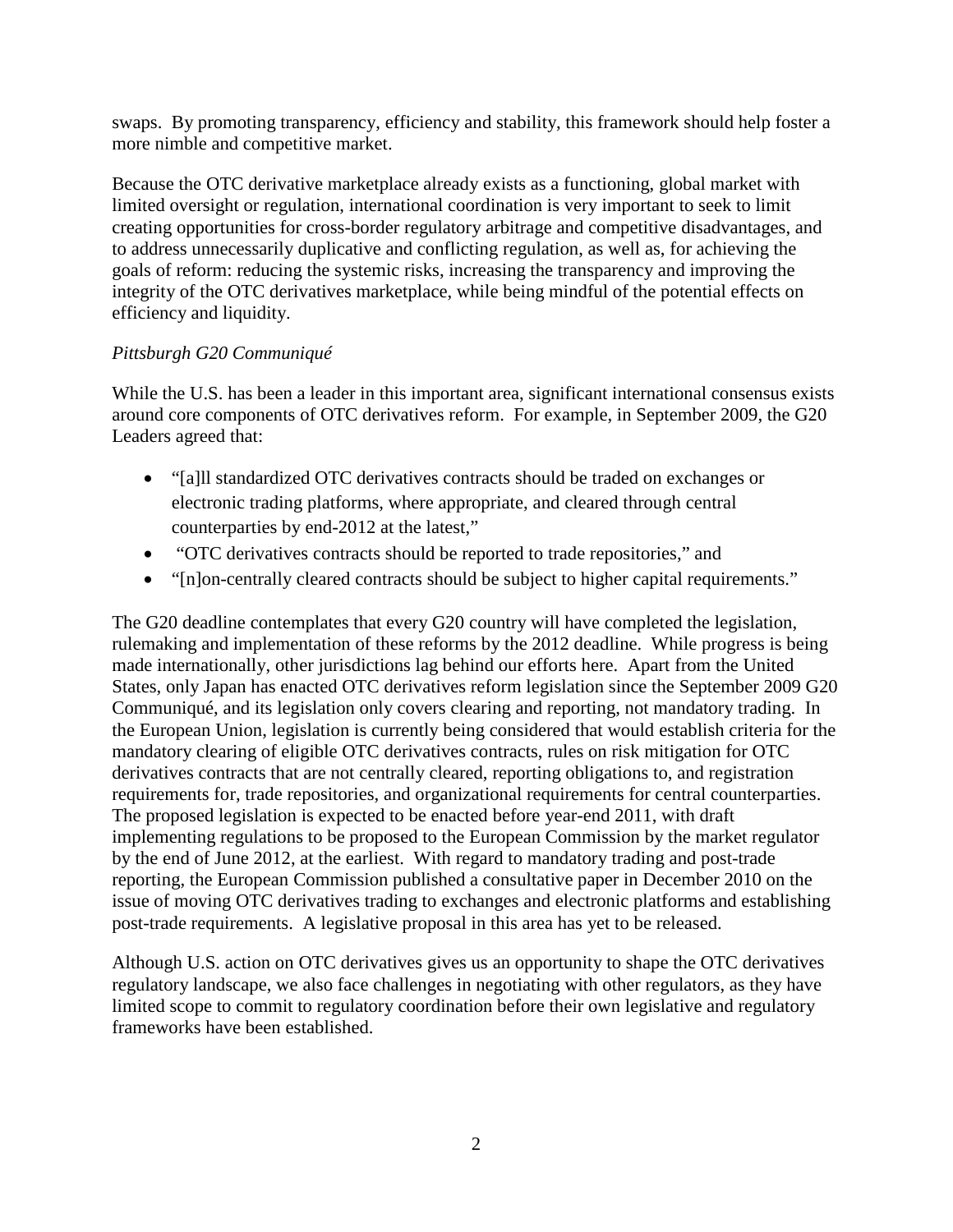swaps. By promoting transparency, efficiency and stability, this framework should help foster a more nimble and competitive market.

Because the OTC derivative marketplace already exists as a functioning, global market with limited oversight or regulation, international coordination is very important to seek to limit creating opportunities for cross-border regulatory arbitrage and competitive disadvantages, and to address unnecessarily duplicative and conflicting regulation, as well as, for achieving the goals of reform: reducing the systemic risks, increasing the transparency and improving the integrity of the OTC derivatives marketplace, while being mindful of the potential effects on efficiency and liquidity.

*Pittsburgh G20 Communiqué*

While the U.S. has been a leader in this important area, significant international consensus exists around core components of OTC derivatives reform. For example, in September 2009, the G20 Leaders agreed that:

- "[a]ll standardized OTC derivatives contracts should be traded on exchanges or electronic trading platforms, where appropriate, and cleared through central counterparties by end-2012 at the latest,"
- "OTC derivatives contracts should be reported to trade repositories," and
- "[n]on-centrally cleared contracts should be subject to higher capital requirements."

The G20 deadline contemplates that every G20 country will have completed the legislation, rulemaking and implementation of these reforms by the 2012 deadline. While progress is being made internationally, other jurisdictions lag behind our efforts here. Apart from the United States, only Japan has enacted OTC derivatives reform legislation since the September 2009 G20 Communiqué, and its legislation only covers clearing and reporting, not mandatory trading. In the European Union, legislation is currently being considered that would establish criteria for the mandatory clearing of eligible OTC derivatives contracts, rules on risk mitigation for OTC derivatives contracts that are not centrally cleared, reporting obligations to, and registration requirements for, trade repositories, and organizational requirements for central counterparties. The proposed legislation is expected to be enacted before year-end 2011, with draft implementing regulations to be proposed to the European Commission by the market regulator by the end of June 2012, at the earliest. With regard to mandatory trading and post-trade reporting, the European Commission published a consultative paper in December 2010 on the issue of moving OTC derivatives trading to exchanges and electronic platforms and establishing post-trade requirements. A legislative proposal in this area has yet to be released.

Although U.S. action on OTC derivatives gives us an opportunity to shape the OTC derivatives regulatory landscape, we also face challenges in negotiating with other regulators, as they have limited scope to commit to regulatory coordination before their own legislative and regulatory frameworks have been established.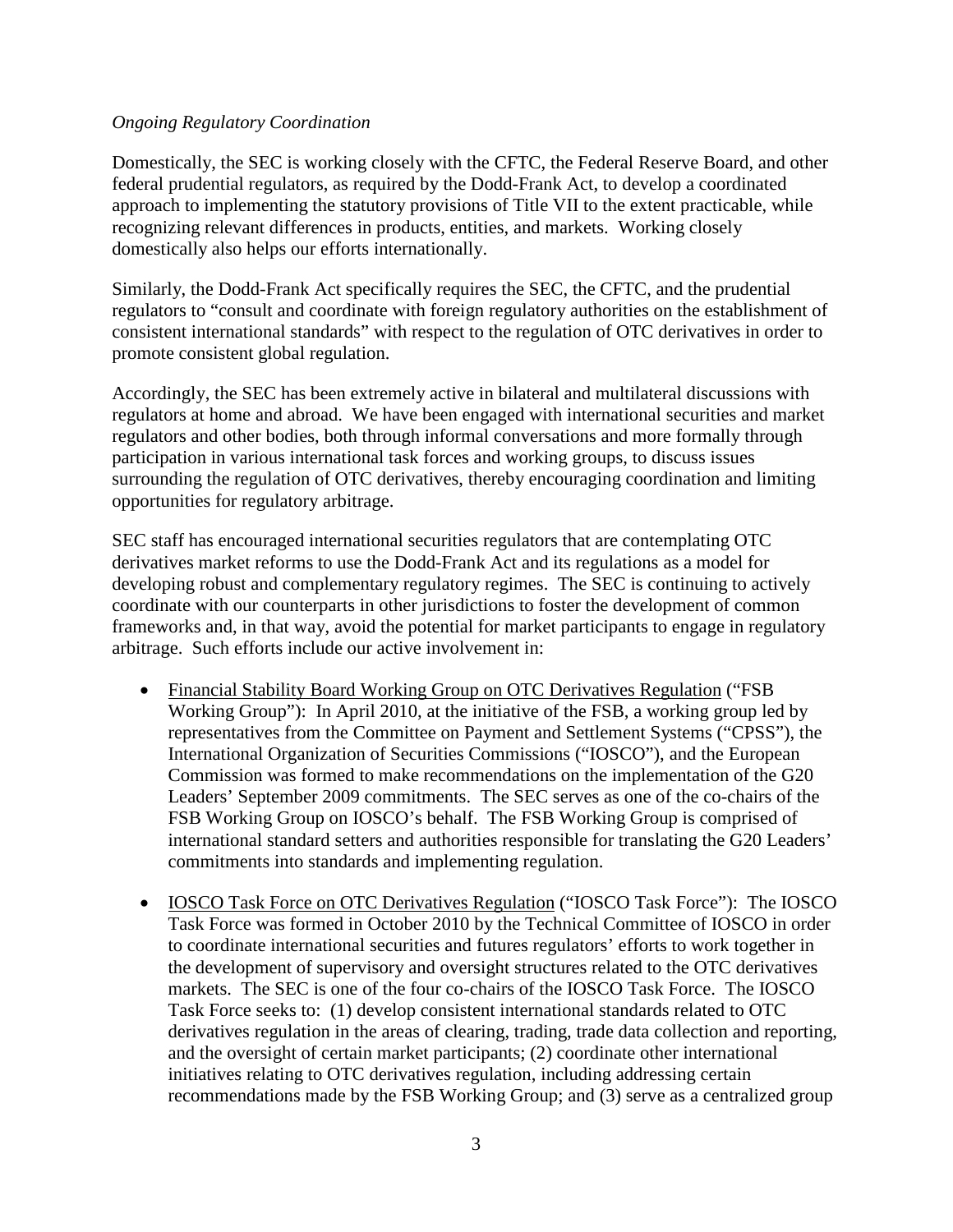*Ongoing Regulatory Coordination*

Domestically, the SEC is working closely with the CFTC, the Federal Reserve Board, and other federal prudential regulators, as required by the Dodd-Frank Act, to develop a coordinated approach to implementing the statutory provisions of Title VII to the extent practicable, while recognizing relevant differences in products, entities, and markets. Working closely domestically also helps our efforts internationally.

Similarly, the Dodd-Frank Act specifically requires the SEC, the CFTC, and the prudential regulators to "consult and coordinate with foreign regulatory authorities on the establishment of consistent international standards" with respect to the regulation of OTC derivatives in order to promote consistent global regulation.

Accordingly, the SEC has been extremely active in bilateral and multilateral discussions with regulators at home and abroad. We have been engaged with international securities and market regulators and other bodies, both through informal conversations and more formally through participation in various international task forces and working groups, to discuss issues surrounding the regulation of OTC derivatives, thereby encouraging coordination and limiting opportunities for regulatory arbitrage.

SEC staff has encouraged international securities regulators that are contemplating OTC derivatives market reforms to use the Dodd-Frank Act and its regulations as a model for developing robust and complementary regulatory regimes. The SEC is continuing to actively coordinate with our counterparts in other jurisdictions to foster the development of common frameworks and, in that way, avoid the potential for market participants to engage in regulatory arbitrage. Such efforts include our active involvement in:

- Financial Stability Board Working Group on OTC Derivatives Regulation ("FSB Working Group"): In April 2010, at the initiative of the FSB, a working group led by representatives from the Committee on Payment and Settlement Systems ("CPSS"), the International Organization of Securities Commissions ("IOSCO"), and the European Commission was formed to make recommendations on the implementation of the G20 Leaders' September 2009 commitments. The SEC serves as one of the co-chairs of the FSB Working Group on IOSCO's behalf. The FSB Working Group is comprised of international standard setters and authorities responsible for translating the G20 Leaders' commitments into standards and implementing regulation.

- IOSCO Task Force on OTC Derivatives Regulation ("IOSCO Task Force"): The IOSCO Task Force was formed in October 2010 by the Technical Committee of IOSCO in order to coordinate international securities and futures regulators' efforts to work together in the development of supervisory and oversight structures related to the OTC derivatives markets. The SEC is one of the four co-chairs of the IOSCO Task Force. The IOSCO Task Force seeks to: (1) develop consistent international standards related to OTC derivatives regulation in the areas of clearing, trading, trade data collection and reporting, and the oversight of certain market participants; (2) coordinate other international initiatives relating to OTC derivatives regulation, including addressing certain recommendations made by the FSB Working Group; and (3) serve as a centralized group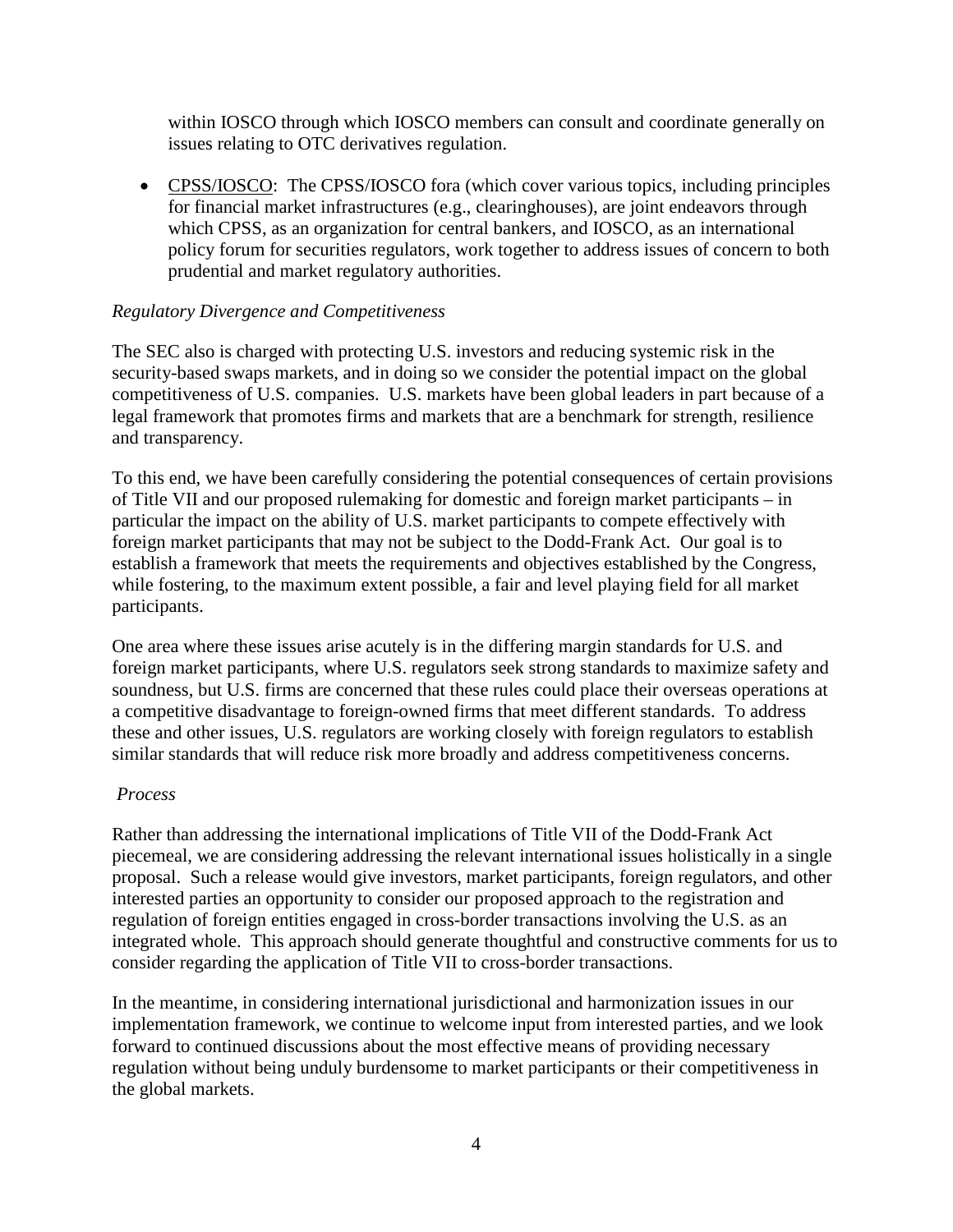within IOSCO through which IOSCO members can consult and coordinate generally on issues relating to OTC derivatives regulation.

- CPSS/IOSCO: The CPSS/IOSCO fora (which cover various topics, including principles for financial market infrastructures (e.g., clearinghouses), are joint endeavors through which CPSS, as an organization for central bankers, and IOSCO, as an international policy forum for securities regulators, work together to address issues of concern to both prudential and market regulatory authorities.

*Regulatory Divergence and Competitiveness*

The SEC also is charged with protecting U.S. investors and reducing systemic risk in the security-based swaps markets, and in doing so we consider the potential impact on the global competitiveness of U.S. companies. U.S. markets have been global leaders in part because of a legal framework that promotes firms and markets that are a benchmark for strength, resilience and transparency.

To this end, we have been carefully considering the potential consequences of certain provisions of Title VII and our proposed rulemaking for domestic and foreign market participants – in particular the impact on the ability of U.S. market participants to compete effectively with foreign market participants that may not be subject to the Dodd-Frank Act. Our goal is to establish a framework that meets the requirements and objectives established by the Congress, while fostering, to the maximum extent possible, a fair and level playing field for all market participants.

One area where these issues arise acutely is in the differing margin standards for U.S. and foreign market participants, where U.S. regulators seek strong standards to maximize safety and soundness, but U.S. firms are concerned that these rules could place their overseas operations at a competitive disadvantage to foreign-owned firms that meet different standards. To address these and other issues, U.S. regulators are working closely with foreign regulators to establish similar standards that will reduce risk more broadly and address competitiveness concerns.

*Process*

Rather than addressing the international implications of Title VII of the Dodd-Frank Act piecemeal, we are considering addressing the relevant international issues holistically in a single proposal. Such a release would give investors, market participants, foreign regulators, and other interested parties an opportunity to consider our proposed approach to the registration and regulation of foreign entities engaged in cross-border transactions involving the U.S. as an integrated whole. This approach should generate thoughtful and constructive comments for us to consider regarding the application of Title VII to cross-border transactions.

In the meantime, in considering international jurisdictional and harmonization issues in our implementation framework, we continue to welcome input from interested parties, and we look forward to continued discussions about the most effective means of providing necessary regulation without being unduly burdensome to market participants or their competitiveness in the global markets.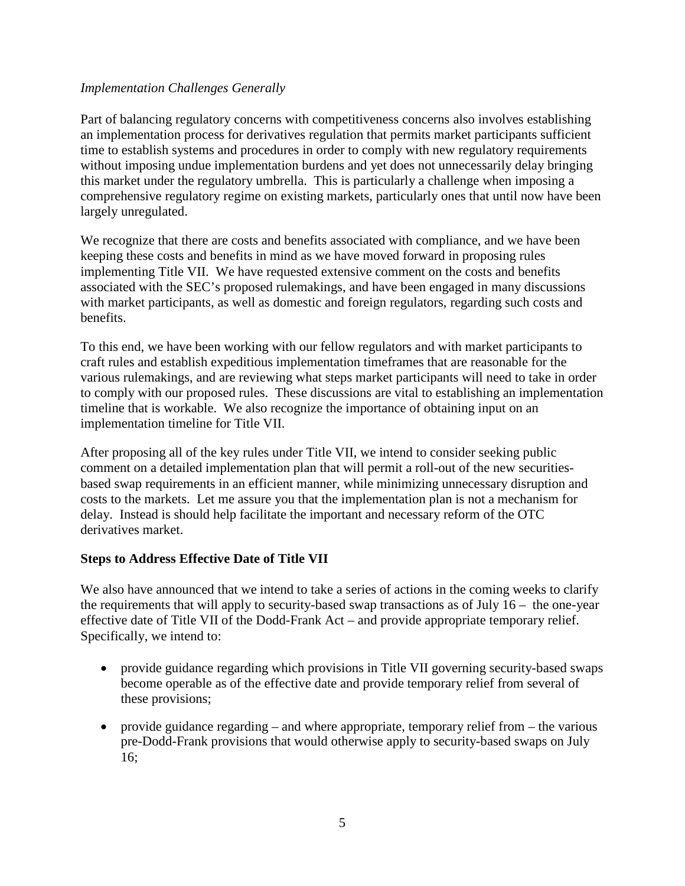*Implementation Challenges Generally*

Part of balancing regulatory concerns with competitiveness concerns also involves establishing an implementation process for derivatives regulation that permits market participants sufficient time to establish systems and procedures in order to comply with new regulatory requirements without imposing undue implementation burdens and yet does not unnecessarily delay bringing this market under the regulatory umbrella. This is particularly a challenge when imposing a comprehensive regulatory regime on existing markets, particularly ones that until now have been largely unregulated.

We recognize that there are costs and benefits associated with compliance, and we have been keeping these costs and benefits in mind as we have moved forward in proposing rules implementing Title VII. We have requested extensive comment on the costs and benefits associated with the SEC's proposed rulemakings, and have been engaged in many discussions with market participants, as well as domestic and foreign regulators, regarding such costs and benefits.

To this end, we have been working with our fellow regulators and with market participants to craft rules and establish expeditious implementation timeframes that are reasonable for the various rulemakings, and are reviewing what steps market participants will need to take in order to comply with our proposed rules. These discussions are vital to establishing an implementation timeline that is workable. We also recognize the importance of obtaining input on an implementation timeline for Title VII.

After proposing all of the key rules under Title VII, we intend to consider seeking public comment on a detailed implementation plan that will permit a roll-out of the new securities-based swap requirements in an efficient manner, while minimizing unnecessary disruption and costs to the markets. Let me assure you that the implementation plan is not a mechanism for delay. Instead is should help facilitate the important and necessary reform of the OTC derivatives market.

**Steps to Address Effective Date of Title VII**

We also have announced that we intend to take a series of actions in the coming weeks to clarify the requirements that will apply to security-based swap transactions as of July 16 – the one-year effective date of Title VII of the Dodd-Frank Act – and provide appropriate temporary relief. Specifically, we intend to:

- provide guidance regarding which provisions in Title VII governing security-based swaps become operable as of the effective date and provide temporary relief from several of these provisions;
- provide guidance regarding – and where appropriate, temporary relief from – the various pre-Dodd-Frank provisions that would otherwise apply to security-based swaps on July 16;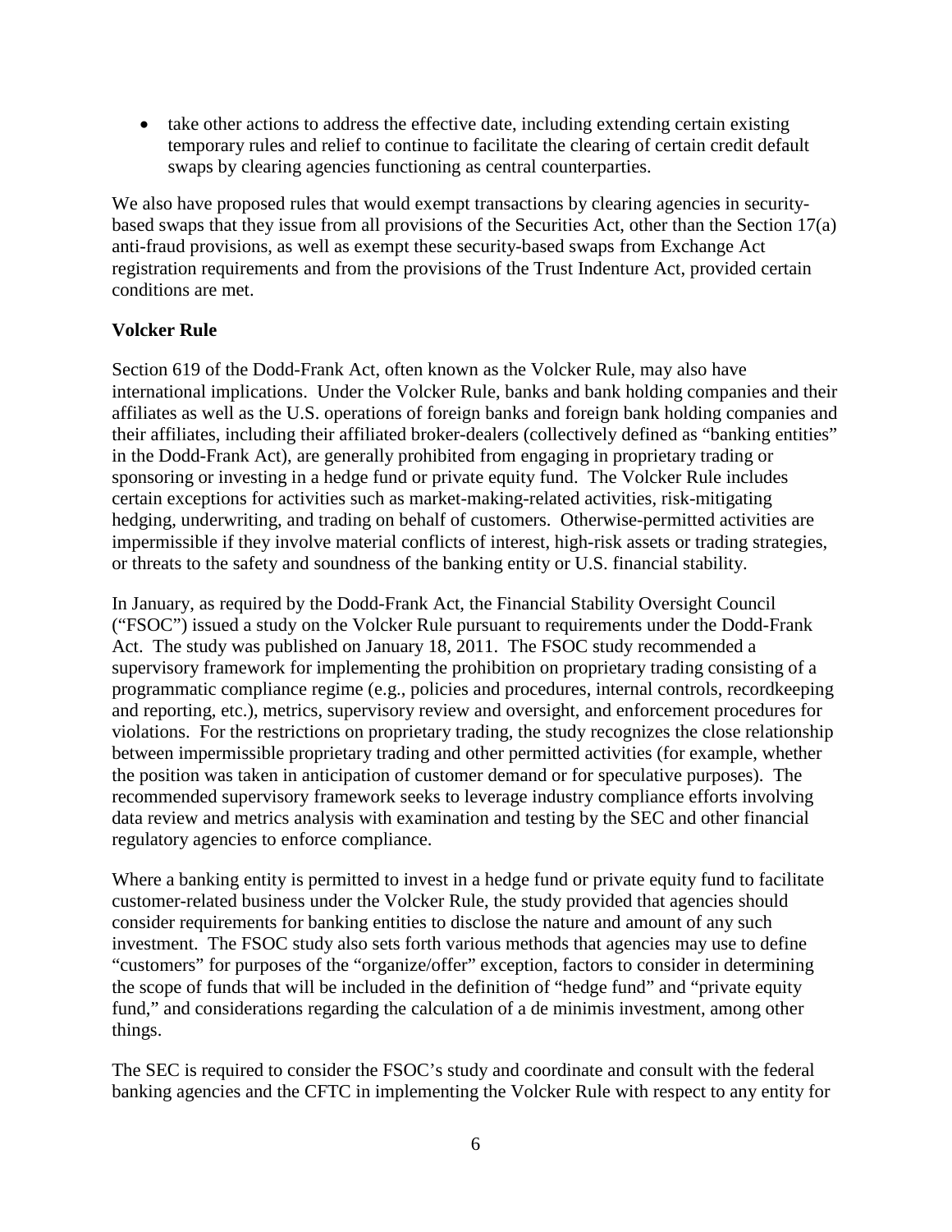- take other actions to address the effective date, including extending certain existing temporary rules and relief to continue to facilitate the clearing of certain credit default swaps by clearing agencies functioning as central counterparties.

We also have proposed rules that would exempt transactions by clearing agencies in security-based swaps that they issue from all provisions of the Securities Act, other than the Section 17(a) anti-fraud provisions, as well as exempt these security-based swaps from Exchange Act registration requirements and from the provisions of the Trust Indenture Act, provided certain conditions are met.

**Volcker Rule**

Section 619 of the Dodd-Frank Act, often known as the Volcker Rule, may also have international implications. Under the Volcker Rule, banks and bank holding companies and their affiliates as well as the U.S. operations of foreign banks and foreign bank holding companies and their affiliates, including their affiliated broker-dealers (collectively defined as "banking entities" in the Dodd-Frank Act), are generally prohibited from engaging in proprietary trading or sponsoring or investing in a hedge fund or private equity fund. The Volcker Rule includes certain exceptions for activities such as market-making-related activities, risk-mitigating hedging, underwriting, and trading on behalf of customers. Otherwise-permitted activities are impermissible if they involve material conflicts of interest, high-risk assets or trading strategies, or threats to the safety and soundness of the banking entity or U.S. financial stability.

In January, as required by the Dodd-Frank Act, the Financial Stability Oversight Council ("FSOC") issued a study on the Volcker Rule pursuant to requirements under the Dodd-Frank Act. The study was published on January 18, 2011. The FSOC study recommended a supervisory framework for implementing the prohibition on proprietary trading consisting of a programmatic compliance regime (e.g., policies and procedures, internal controls, recordkeeping and reporting, etc.), metrics, supervisory review and oversight, and enforcement procedures for violations. For the restrictions on proprietary trading, the study recognizes the close relationship between impermissible proprietary trading and other permitted activities (for example, whether the position was taken in anticipation of customer demand or for speculative purposes). The recommended supervisory framework seeks to leverage industry compliance efforts involving data review and metrics analysis with examination and testing by the SEC and other financial regulatory agencies to enforce compliance.

Where a banking entity is permitted to invest in a hedge fund or private equity fund to facilitate customer-related business under the Volcker Rule, the study provided that agencies should consider requirements for banking entities to disclose the nature and amount of any such investment. The FSOC study also sets forth various methods that agencies may use to define "customers" for purposes of the "organize/offer" exception, factors to consider in determining the scope of funds that will be included in the definition of "hedge fund" and "private equity fund," and considerations regarding the calculation of a de minimis investment, among other things.

The SEC is required to consider the FSOC's study and coordinate and consult with the federal banking agencies and the CFTC in implementing the Volcker Rule with respect to any entity for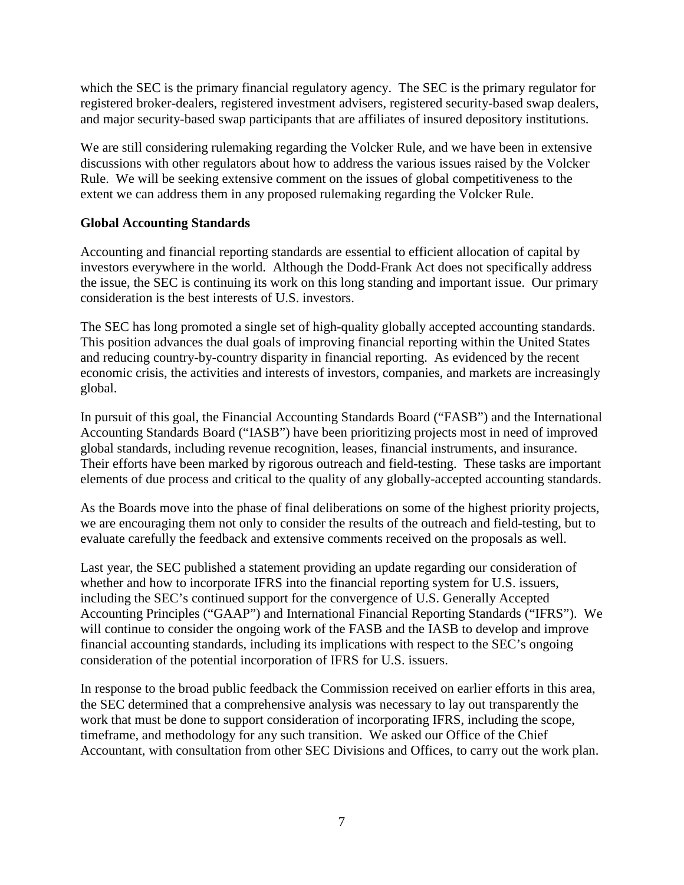which the SEC is the primary financial regulatory agency. The SEC is the primary regulator for registered broker-dealers, registered investment advisers, registered security-based swap dealers, and major security-based swap participants that are affiliates of insured depository institutions.

We are still considering rulemaking regarding the Volcker Rule, and we have been in extensive discussions with other regulators about how to address the various issues raised by the Volcker Rule. We will be seeking extensive comment on the issues of global competitiveness to the extent we can address them in any proposed rulemaking regarding the Volcker Rule.

**Global Accounting Standards**

Accounting and financial reporting standards are essential to efficient allocation of capital by investors everywhere in the world. Although the Dodd-Frank Act does not specifically address the issue, the SEC is continuing its work on this long standing and important issue. Our primary consideration is the best interests of U.S. investors.

The SEC has long promoted a single set of high-quality globally accepted accounting standards. This position advances the dual goals of improving financial reporting within the United States and reducing country-by-country disparity in financial reporting. As evidenced by the recent economic crisis, the activities and interests of investors, companies, and markets are increasingly global.

In pursuit of this goal, the Financial Accounting Standards Board ("FASB") and the International Accounting Standards Board ("IASB") have been prioritizing projects most in need of improved global standards, including revenue recognition, leases, financial instruments, and insurance. Their efforts have been marked by rigorous outreach and field-testing. These tasks are important elements of due process and critical to the quality of any globally-accepted accounting standards.

As the Boards move into the phase of final deliberations on some of the highest priority projects, we are encouraging them not only to consider the results of the outreach and field-testing, but to evaluate carefully the feedback and extensive comments received on the proposals as well.

Last year, the SEC published a statement providing an update regarding our consideration of whether and how to incorporate IFRS into the financial reporting system for U.S. issuers, including the SEC's continued support for the convergence of U.S. Generally Accepted Accounting Principles ("GAAP") and International Financial Reporting Standards ("IFRS"). We will continue to consider the ongoing work of the FASB and the IASB to develop and improve financial accounting standards, including its implications with respect to the SEC's ongoing consideration of the potential incorporation of IFRS for U.S. issuers.

In response to the broad public feedback the Commission received on earlier efforts in this area, the SEC determined that a comprehensive analysis was necessary to lay out transparently the work that must be done to support consideration of incorporating IFRS, including the scope, timeframe, and methodology for any such transition. We asked our Office of the Chief Accountant, with consultation from other SEC Divisions and Offices, to carry out the work plan.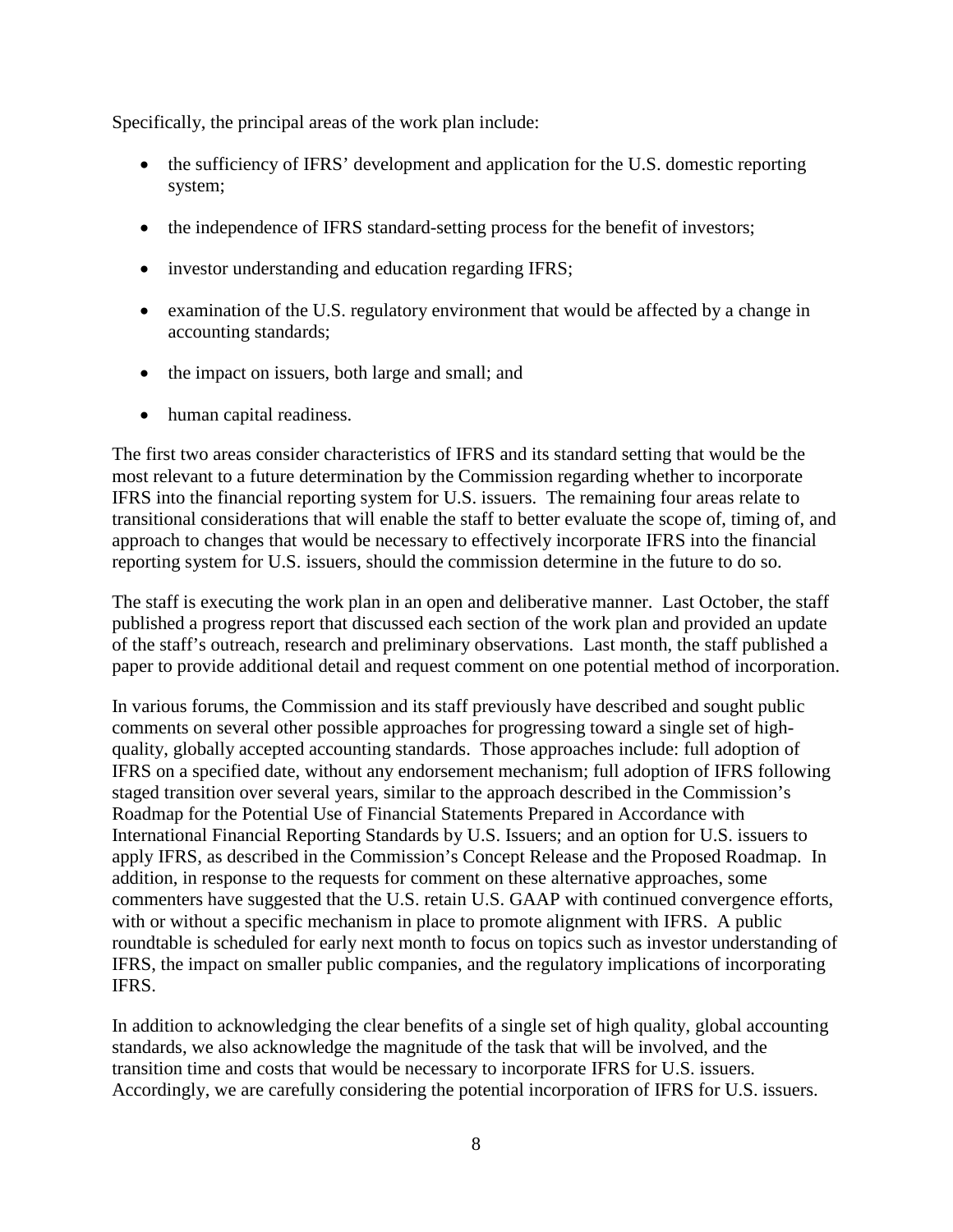Specifically, the principal areas of the work plan include:

- the sufficiency of IFRS' development and application for the U.S. domestic reporting system;
- the independence of IFRS standard-setting process for the benefit of investors;
- investor understanding and education regarding IFRS;
- examination of the U.S. regulatory environment that would be affected by a change in accounting standards;
- the impact on issuers, both large and small; and
- human capital readiness.

The first two areas consider characteristics of IFRS and its standard setting that would be the most relevant to a future determination by the Commission regarding whether to incorporate IFRS into the financial reporting system for U.S. issuers. The remaining four areas relate to transitional considerations that will enable the staff to better evaluate the scope of, timing of, and approach to changes that would be necessary to effectively incorporate IFRS into the financial reporting system for U.S. issuers, should the commission determine in the future to do so.

The staff is executing the work plan in an open and deliberative manner. Last October, the staff published a progress report that discussed each section of the work plan and provided an update of the staff's outreach, research and preliminary observations. Last month, the staff published a paper to provide additional detail and request comment on one potential method of incorporation.

In various forums, the Commission and its staff previously have described and sought public comments on several other possible approaches for progressing toward a single set of high-quality, globally accepted accounting standards. Those approaches include: full adoption of IFRS on a specified date, without any endorsement mechanism; full adoption of IFRS following staged transition over several years, similar to the approach described in the Commission's Roadmap for the Potential Use of Financial Statements Prepared in Accordance with International Financial Reporting Standards by U.S. Issuers; and an option for U.S. issuers to apply IFRS, as described in the Commission's Concept Release and the Proposed Roadmap. In addition, in response to the requests for comment on these alternative approaches, some commenters have suggested that the U.S. retain U.S. GAAP with continued convergence efforts, with or without a specific mechanism in place to promote alignment with IFRS. A public roundtable is scheduled for early next month to focus on topics such as investor understanding of IFRS, the impact on smaller public companies, and the regulatory implications of incorporating IFRS.

In addition to acknowledging the clear benefits of a single set of high quality, global accounting standards, we also acknowledge the magnitude of the task that will be involved, and the transition time and costs that would be necessary to incorporate IFRS for U.S. issuers. Accordingly, we are carefully considering the potential incorporation of IFRS for U.S. issuers.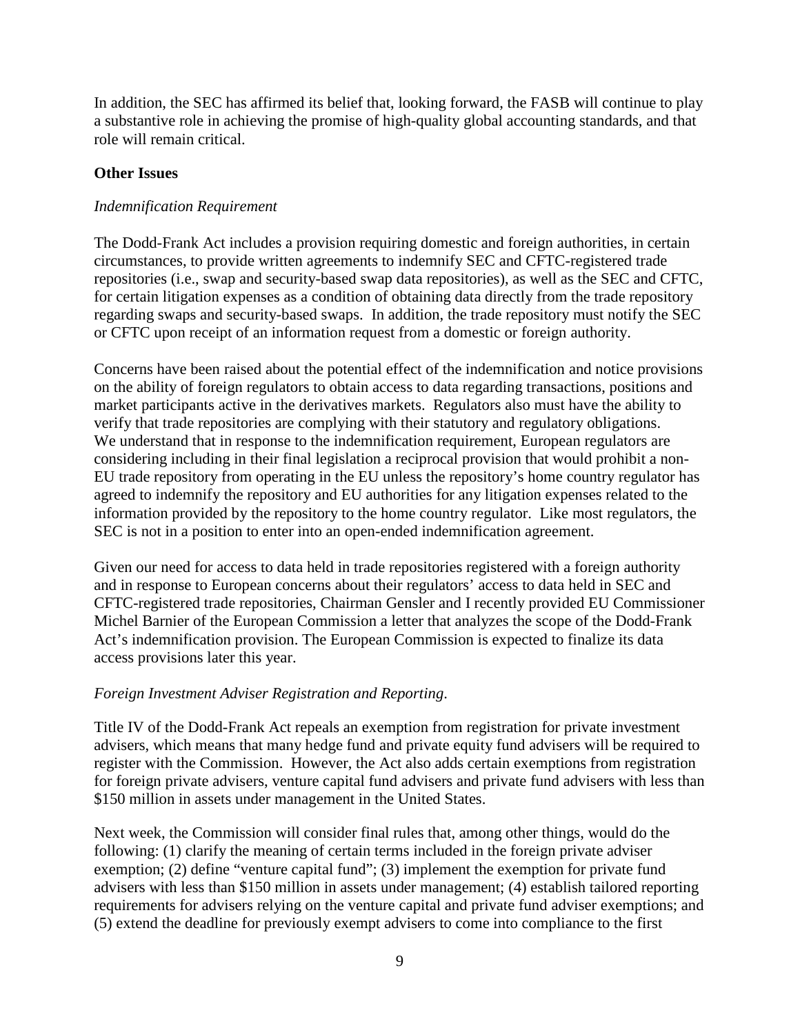In addition, the SEC has affirmed its belief that, looking forward, the FASB will continue to play a substantive role in achieving the promise of high-quality global accounting standards, and that role will remain critical.

**Other Issues**

*Indemnification Requirement*

The Dodd-Frank Act includes a provision requiring domestic and foreign authorities, in certain circumstances, to provide written agreements to indemnify SEC and CFTC-registered trade repositories (i.e., swap and security-based swap data repositories), as well as the SEC and CFTC, for certain litigation expenses as a condition of obtaining data directly from the trade repository regarding swaps and security-based swaps. In addition, the trade repository must notify the SEC or CFTC upon receipt of an information request from a domestic or foreign authority.

Concerns have been raised about the potential effect of the indemnification and notice provisions on the ability of foreign regulators to obtain access to data regarding transactions, positions and market participants active in the derivatives markets. Regulators also must have the ability to verify that trade repositories are complying with their statutory and regulatory obligations. We understand that in response to the indemnification requirement, European regulators are considering including in their final legislation a reciprocal provision that would prohibit a non-EU trade repository from operating in the EU unless the repository's home country regulator has agreed to indemnify the repository and EU authorities for any litigation expenses related to the information provided by the repository to the home country regulator. Like most regulators, the SEC is not in a position to enter into an open-ended indemnification agreement.

Given our need for access to data held in trade repositories registered with a foreign authority and in response to European concerns about their regulators' access to data held in SEC and CFTC-registered trade repositories, Chairman Gensler and I recently provided EU Commissioner Michel Barnier of the European Commission a letter that analyzes the scope of the Dodd-Frank Act's indemnification provision. The European Commission is expected to finalize its data access provisions later this year.

*Foreign Investment Adviser Registration and Reporting.*

Title IV of the Dodd-Frank Act repeals an exemption from registration for private investment advisers, which means that many hedge fund and private equity fund advisers will be required to register with the Commission. However, the Act also adds certain exemptions from registration for foreign private advisers, venture capital fund advisers and private fund advisers with less than $150 million in assets under management in the United States.

Next week, the Commission will consider final rules that, among other things, would do the following: (1) clarify the meaning of certain terms included in the foreign private adviser exemption; (2) define "venture capital fund"; (3) implement the exemption for private fund advisers with less than $150 million in assets under management; (4) establish tailored reporting requirements for advisers relying on the venture capital and private fund adviser exemptions; and (5) extend the deadline for previously exempt advisers to come into compliance to the first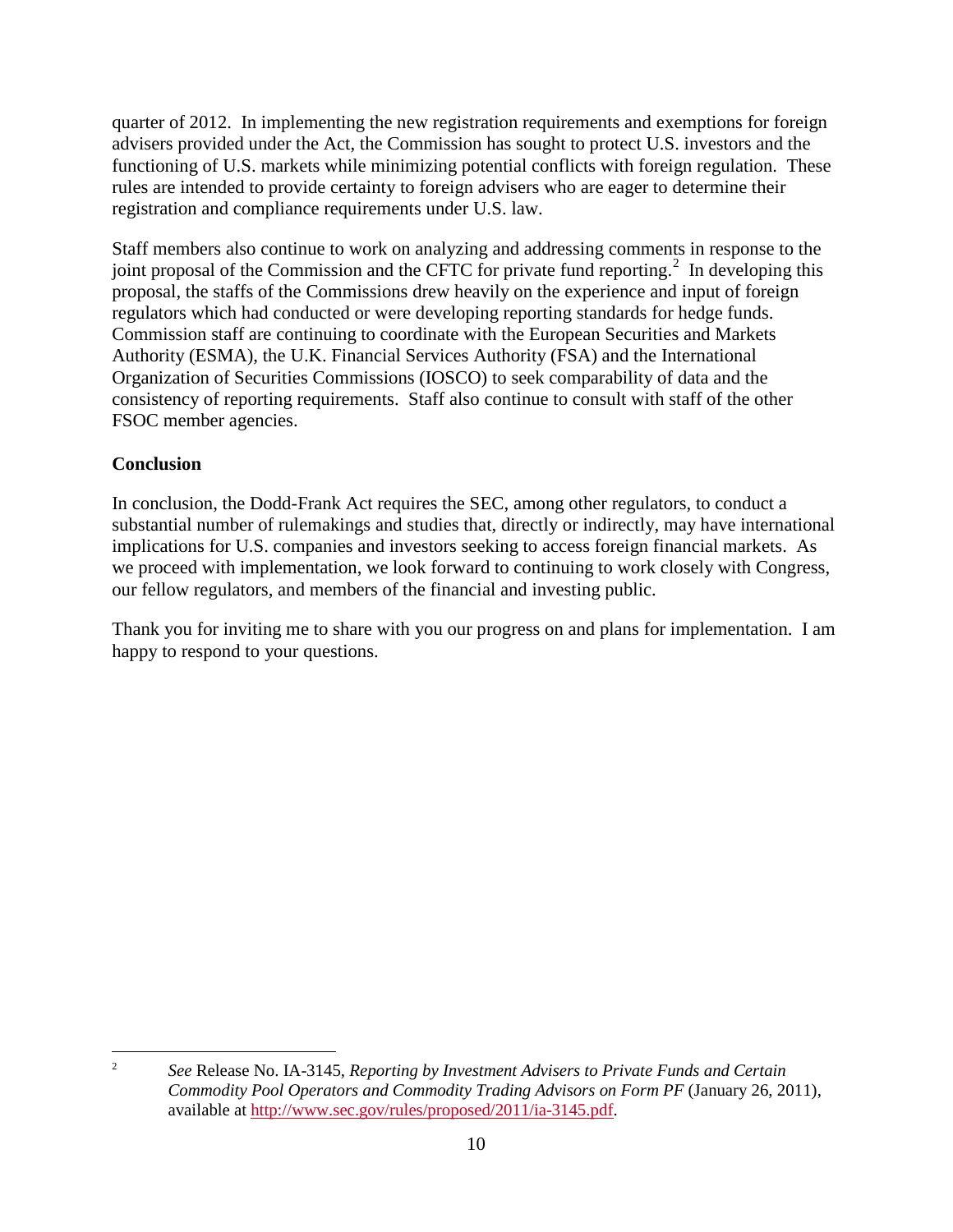quarter of 2012. In implementing the new registration requirements and exemptions for foreign advisers provided under the Act, the Commission has sought to protect U.S. investors and the functioning of U.S. markets while minimizing potential conflicts with foreign regulation. These rules are intended to provide certainty to foreign advisers who are eager to determine their registration and compliance requirements under U.S. law.

Staff members also continue to work on analyzing and addressing comments in response to the joint proposal of the Commission and the CFTC for private fund reporting.[2] In developing this proposal, the staffs of the Commissions drew heavily on the experience and input of foreign regulators which had conducted or were developing reporting standards for hedge funds. Commission staff are continuing to coordinate with the European Securities and Markets Authority (ESMA), the U.K. Financial Services Authority (FSA) and the International Organization of Securities Commissions (IOSCO) to seek comparability of data and the consistency of reporting requirements. Staff also continue to consult with staff of the other FSOC member agencies.

**Conclusion**

In conclusion, the Dodd-Frank Act requires the SEC, among other regulators, to conduct a substantial number of rulemakings and studies that, directly or indirectly, may have international implications for U.S. companies and investors seeking to access foreign financial markets. As we proceed with implementation, we look forward to continuing to work closely with Congress, our fellow regulators, and members of the financial and investing public.

Thank you for inviting me to share with you our progress on and plans for implementation. I am happy to respond to your questions.

---

[2] *See* Release No. IA-3145, *Reporting by Investment Advisers to Private Funds and Certain Commodity Pool Operators and Commodity Trading Advisors on Form PF* (January 26, 2011), available at http://www.sec.gov/rules/proposed/2011/ia-3145.pdf.